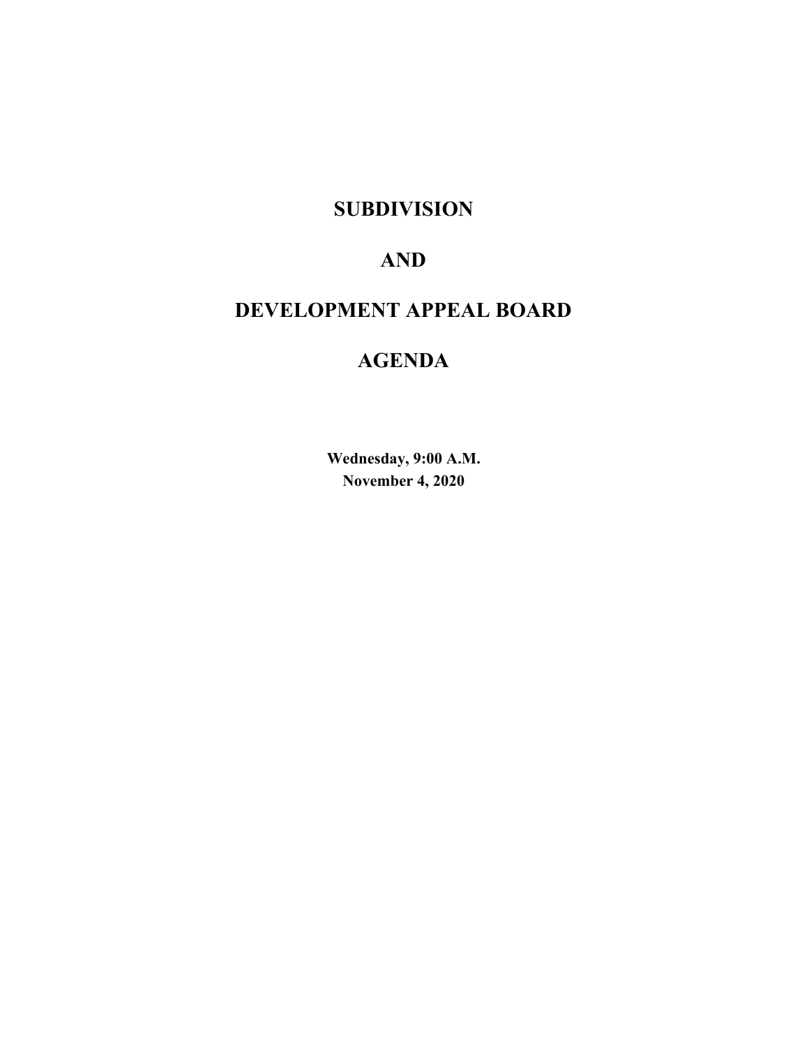# SUBDIVISION

# AND

# DEVELOPMENT APPEAL BOARD

# AGENDA

**Wednesday, 9:00 A.M.**
**November 4, 2020**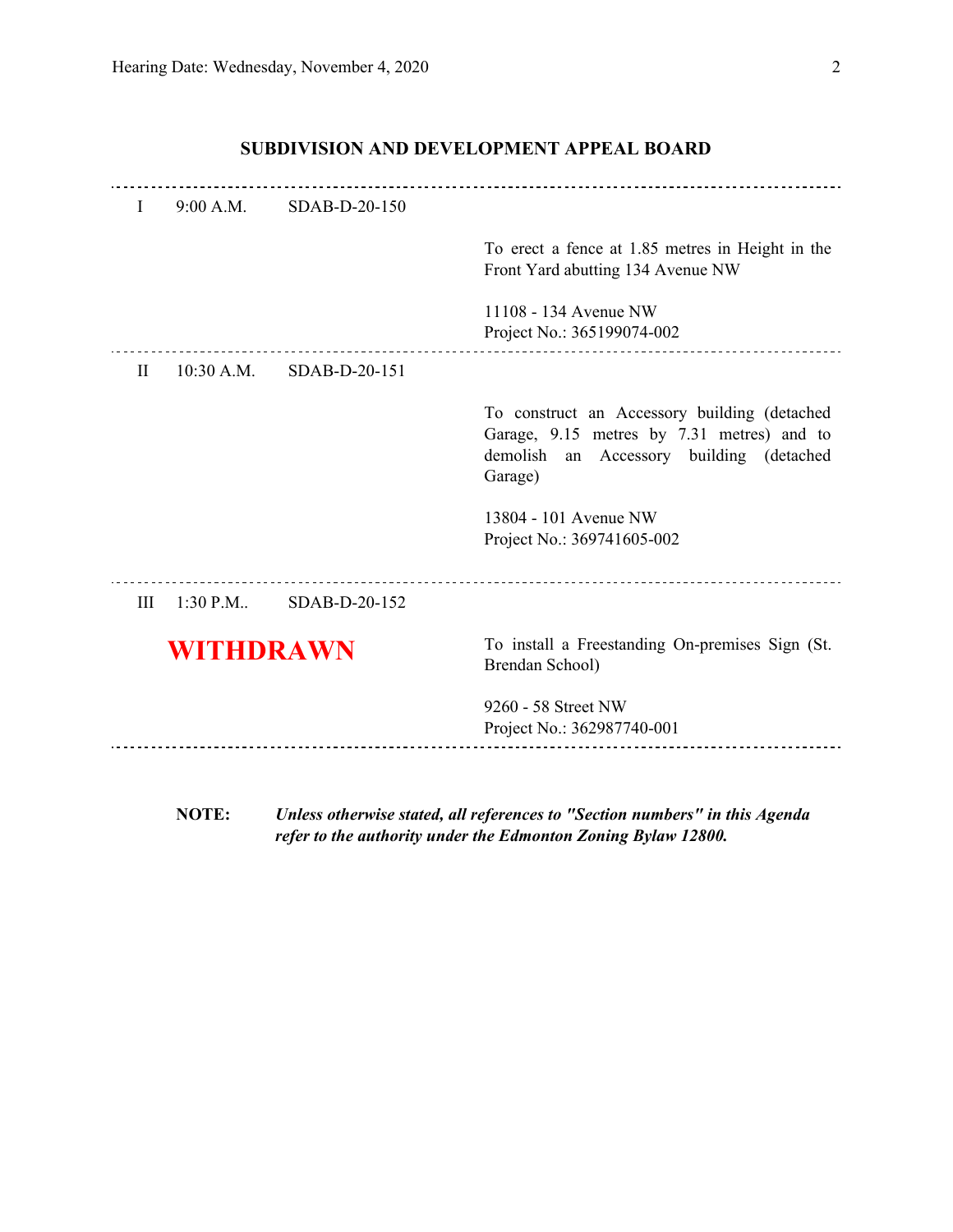## SUBDIVISION AND DEVELOPMENT APPEAL BOARD

---

I 9:00 A.M. SDAB-D-20-150

To erect a fence at 1.85 metres in Height in the Front Yard abutting 134 Avenue NW

11108 - 134 Avenue NW
Project No.: 365199074-002

---

II 10:30 A.M. SDAB-D-20-151

To construct an Accessory building (detached Garage, 9.15 metres by 7.31 metres) and to demolish an Accessory building (detached Garage)

13804 - 101 Avenue NW
Project No.: 369741605-002

---

III 1:30 P.M.. SDAB-D-20-152

**WITHDRAWN**

To install a Freestanding On-premises Sign (St. Brendan School)

9260 - 58 Street NW
Project No.: 362987740-001

---

**NOTE:** ***Unless otherwise stated, all references to "Section numbers" in this Agenda refer to the authority under the Edmonton Zoning Bylaw 12800.***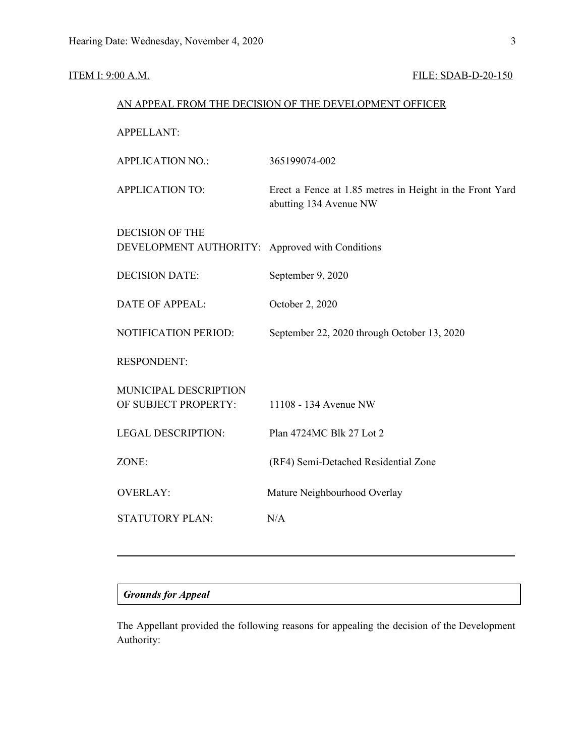ITEM I: 9:00 A.M. FILE: SDAB-D-20-150

AN APPEAL FROM THE DECISION OF THE DEVELOPMENT OFFICER

| | |
|---|---|
| APPELLANT: | |
| APPLICATION NO.: | 365199074-002 |
| APPLICATION TO: | Erect a Fence at 1.85 metres in Height in the Front Yard abutting 134 Avenue NW |
| DECISION OF THE DEVELOPMENT AUTHORITY: | Approved with Conditions |
| DECISION DATE: | September 9, 2020 |
| DATE OF APPEAL: | October 2, 2020 |
| NOTIFICATION PERIOD: | September 22, 2020 through October 13, 2020 |
| RESPONDENT: | |
| MUNICIPAL DESCRIPTION OF SUBJECT PROPERTY: | 11108 - 134 Avenue NW |
| LEGAL DESCRIPTION: | Plan 4724MC Blk 27 Lot 2 |
| ZONE: | (RF4) Semi-Detached Residential Zone |
| OVERLAY: | Mature Neighbourhood Overlay |
| STATUTORY PLAN: | N/A |

---

***Grounds for Appeal***

The Appellant provided the following reasons for appealing the decision of the Development Authority: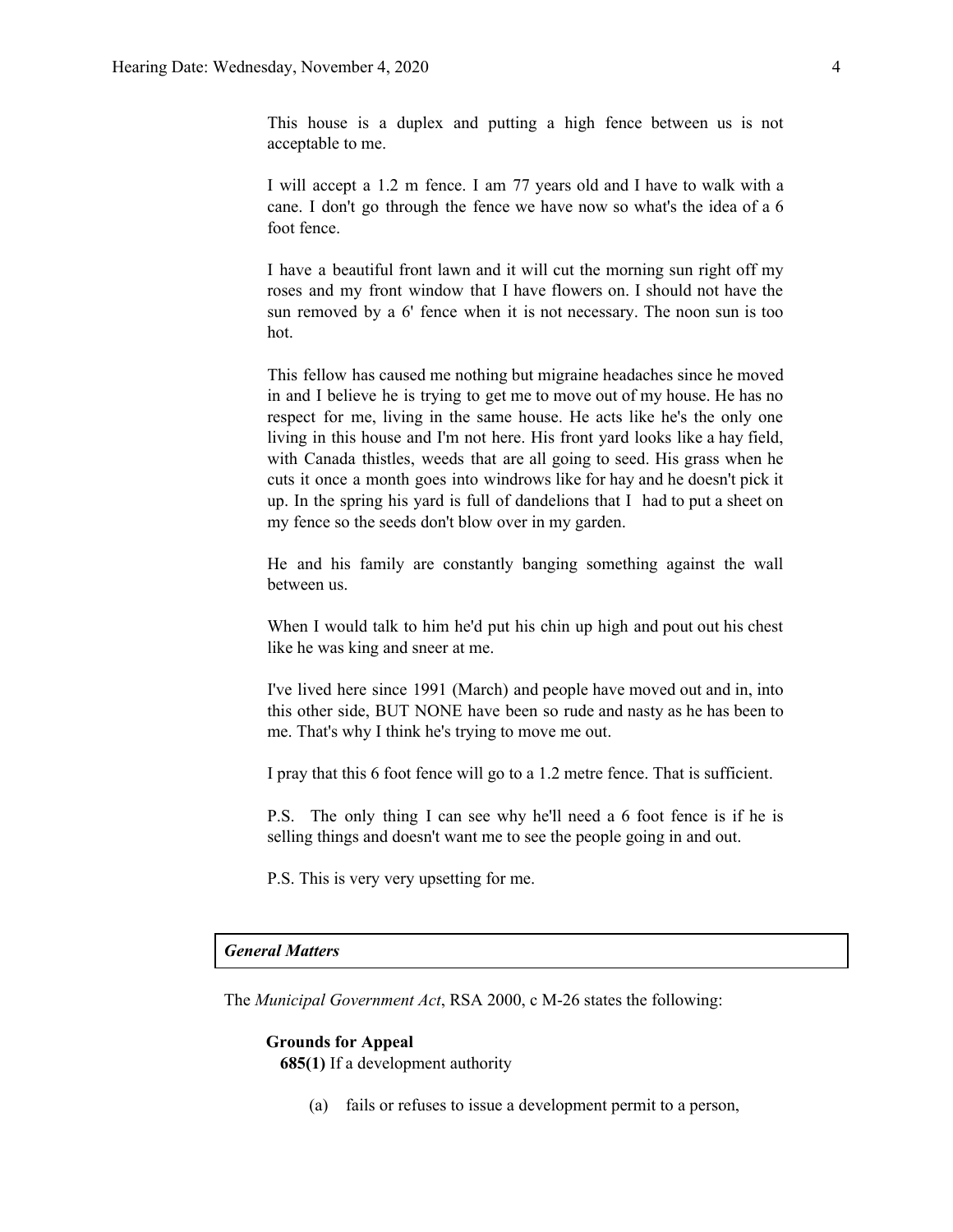This house is a duplex and putting a high fence between us is not acceptable to me.

I will accept a 1.2 m fence. I am 77 years old and I have to walk with a cane. I don't go through the fence we have now so what's the idea of a 6 foot fence.

I have a beautiful front lawn and it will cut the morning sun right off my roses and my front window that I have flowers on. I should not have the sun removed by a 6' fence when it is not necessary. The noon sun is too hot.

This fellow has caused me nothing but migraine headaches since he moved in and I believe he is trying to get me to move out of my house. He has no respect for me, living in the same house. He acts like he's the only one living in this house and I'm not here. His front yard looks like a hay field, with Canada thistles, weeds that are all going to seed. His grass when he cuts it once a month goes into windrows like for hay and he doesn't pick it up. In the spring his yard is full of dandelions that I had to put a sheet on my fence so the seeds don't blow over in my garden.

He and his family are constantly banging something against the wall between us.

When I would talk to him he'd put his chin up high and pout out his chest like he was king and sneer at me.

I've lived here since 1991 (March) and people have moved out and in, into this other side, BUT NONE have been so rude and nasty as he has been to me. That's why I think he's trying to move me out.

I pray that this 6 foot fence will go to a 1.2 metre fence. That is sufficient.

P.S. The only thing I can see why he'll need a 6 foot fence is if he is selling things and doesn't want me to see the people going in and out.

P.S. This is very very upsetting for me.

### *General Matters*

The *Municipal Government Act*, RSA 2000, c M-26 states the following:

**Grounds for Appeal**

**685(1)** If a development authority

(a) fails or refuses to issue a development permit to a person,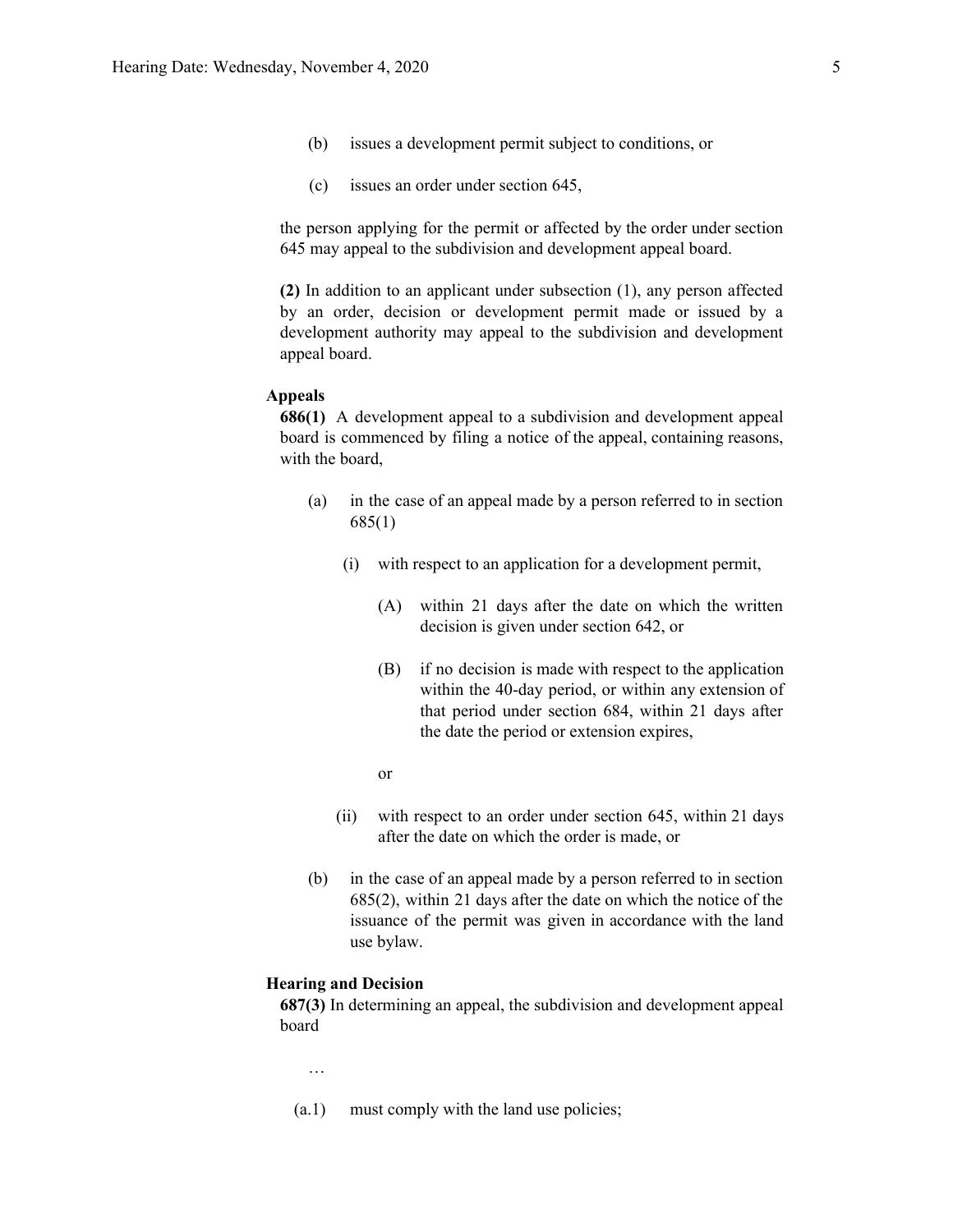(b) issues a development permit subject to conditions, or

(c) issues an order under section 645,

the person applying for the permit or affected by the order under section 645 may appeal to the subdivision and development appeal board.

**(2)** In addition to an applicant under subsection (1), any person affected by an order, decision or development permit made or issued by a development authority may appeal to the subdivision and development appeal board.

**Appeals**

**686(1)** A development appeal to a subdivision and development appeal board is commenced by filing a notice of the appeal, containing reasons, with the board,

(a) in the case of an appeal made by a person referred to in section 685(1)

(i) with respect to an application for a development permit,

(A) within 21 days after the date on which the written decision is given under section 642, or

(B) if no decision is made with respect to the application within the 40-day period, or within any extension of that period under section 684, within 21 days after the date the period or extension expires,

or

(ii) with respect to an order under section 645, within 21 days after the date on which the order is made, or

(b) in the case of an appeal made by a person referred to in section 685(2), within 21 days after the date on which the notice of the issuance of the permit was given in accordance with the land use bylaw.

**Hearing and Decision**

**687(3)** In determining an appeal, the subdivision and development appeal board

…

(a.1) must comply with the land use policies;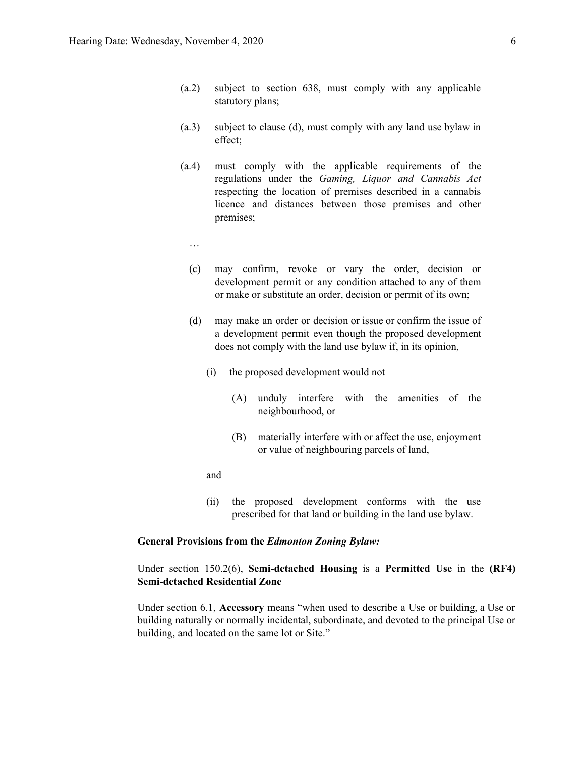(a.2) subject to section 638, must comply with any applicable statutory plans;

(a.3) subject to clause (d), must comply with any land use bylaw in effect;

(a.4) must comply with the applicable requirements of the regulations under the *Gaming, Liquor and Cannabis Act* respecting the location of premises described in a cannabis licence and distances between those premises and other premises;

…

(c) may confirm, revoke or vary the order, decision or development permit or any condition attached to any of them or make or substitute an order, decision or permit of its own;

(d) may make an order or decision or issue or confirm the issue of a development permit even though the proposed development does not comply with the land use bylaw if, in its opinion,

(i) the proposed development would not

(A) unduly interfere with the amenities of the neighbourhood, or

(B) materially interfere with or affect the use, enjoyment or value of neighbouring parcels of land,

and

(ii) the proposed development conforms with the use prescribed for that land or building in the land use bylaw.

**General Provisions from the *Edmonton Zoning Bylaw:***

Under section 150.2(6), **Semi-detached Housing** is a **Permitted Use** in the **(RF4) Semi-detached Residential Zone**

Under section 6.1, **Accessory** means "when used to describe a Use or building, a Use or building naturally or normally incidental, subordinate, and devoted to the principal Use or building, and located on the same lot or Site."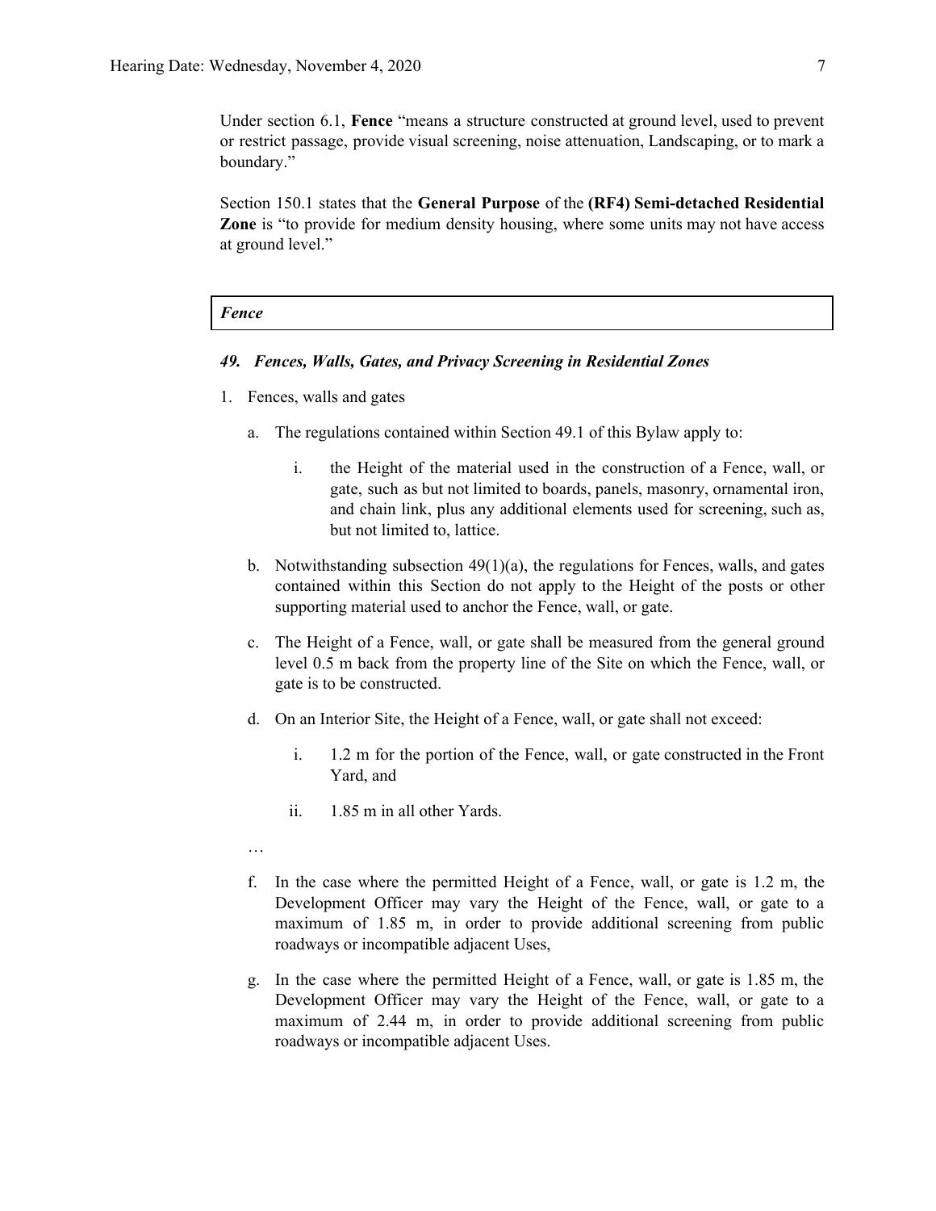Under section 6.1, **Fence** "means a structure constructed at ground level, used to prevent or restrict passage, provide visual screening, noise attenuation, Landscaping, or to mark a boundary."

Section 150.1 states that the **General Purpose** of the **(RF4) Semi-detached Residential Zone** is "to provide for medium density housing, where some units may not have access at ground level."

***Fence***

***49. Fences, Walls, Gates, and Privacy Screening in Residential Zones***

1. Fences, walls and gates

   a. The regulations contained within Section 49.1 of this Bylaw apply to:

      i. the Height of the material used in the construction of a Fence, wall, or gate, such as but not limited to boards, panels, masonry, ornamental iron, and chain link, plus any additional elements used for screening, such as, but not limited to, lattice.

   b. Notwithstanding subsection 49(1)(a), the regulations for Fences, walls, and gates contained within this Section do not apply to the Height of the posts or other supporting material used to anchor the Fence, wall, or gate.

   c. The Height of a Fence, wall, or gate shall be measured from the general ground level 0.5 m back from the property line of the Site on which the Fence, wall, or gate is to be constructed.

   d. On an Interior Site, the Height of a Fence, wall, or gate shall not exceed:

      i. 1.2 m for the portion of the Fence, wall, or gate constructed in the Front Yard, and

      ii. 1.85 m in all other Yards.

   …

   f. In the case where the permitted Height of a Fence, wall, or gate is 1.2 m, the Development Officer may vary the Height of the Fence, wall, or gate to a maximum of 1.85 m, in order to provide additional screening from public roadways or incompatible adjacent Uses,

   g. In the case where the permitted Height of a Fence, wall, or gate is 1.85 m, the Development Officer may vary the Height of the Fence, wall, or gate to a maximum of 2.44 m, in order to provide additional screening from public roadways or incompatible adjacent Uses.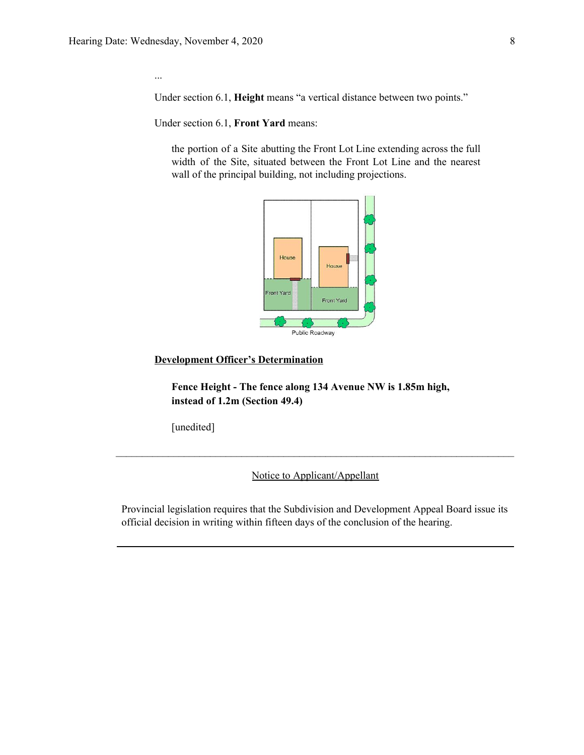...

Under section 6.1, **Height** means "a vertical distance between two points."

Under section 6.1, **Front Yard** means:

> the portion of a Site abutting the Front Lot Line extending across the full width of the Site, situated between the Front Lot Line and the nearest wall of the principal building, not including projections.

**Development Officer's Determination**

> **Fence Height - The fence along 134 Avenue NW is 1.85m high, instead of 1.2m (Section 49.4)**
>
> [unedited]

---

Notice to Applicant/Appellant

Provincial legislation requires that the Subdivision and Development Appeal Board issue its official decision in writing within fifteen days of the conclusion of the hearing.

---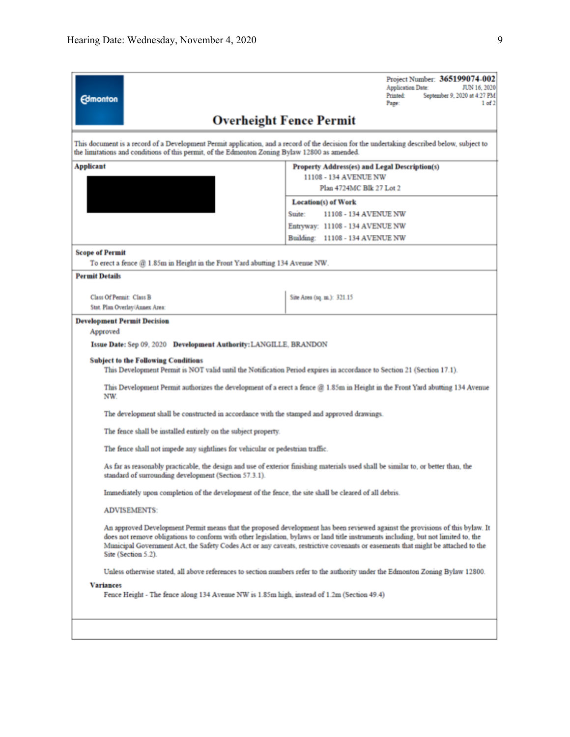Project Number: **365199074-002**
Application Date: JUN 16, 2020
Printed: September 9, 2020 at 4:27 PM
Page: 1 of 2

# Overheight Fence Permit

This document is a record of a Development Permit application, and a record of the decision for the undertaking described below, subject to the limitations and conditions of this permit, of the Edmonton Zoning Bylaw 12800 as amended.

| **Applicant** | **Property Address(es) and Legal Description(s)** |
|---|---|
| | 11108 - 134 AVENUE NW<br>Plan 4724MC Blk 27 Lot 2 |
| | **Location(s) of Work**<br>Suite: 11108 - 134 AVENUE NW<br>Entryway: 11108 - 134 AVENUE NW<br>Building: 11108 - 134 AVENUE NW |

**Scope of Permit**

To erect a fence @ 1.85m in Height in the Front Yard abutting 134 Avenue NW.

**Permit Details**

| | |
|---|---|
| Class Of Permit: Class B | Site Area (sq. m.): 321.15 |
| Stat. Plan Overlay/Annex Area: | |

**Development Permit Decision**

Approved

**Issue Date:** Sep 09, 2020 **Development Authority:** LANGILLE, BRANDON

**Subject to the Following Conditions**

This Development Permit is NOT valid until the Notification Period expires in accordance to Section 21 (Section 17.1).

This Development Permit authorizes the development of a erect a fence @ 1.85m in Height in the Front Yard abutting 134 Avenue NW.

The development shall be constructed in accordance with the stamped and approved drawings.

The fence shall be installed entirely on the subject property.

The fence shall not impede any sightlines for vehicular or pedestrian traffic.

As far as reasonably practicable, the design and use of exterior finishing materials used shall be similar to, or better than, the standard of surrounding development (Section 57.3.1).

Immediately upon completion of the development of the fence, the site shall be cleared of all debris.

ADVISEMENTS:

An approved Development Permit means that the proposed development has been reviewed against the provisions of this bylaw. It does not remove obligations to conform with other legislation, bylaws or land title instruments including, but not limited to, the Municipal Government Act, the Safety Codes Act or any caveats, restrictive covenants or easements that might be attached to the Site (Section 5.2).

Unless otherwise stated, all above references to section numbers refer to the authority under the Edmonton Zoning Bylaw 12800.

**Variances**

Fence Height - The fence along 134 Avenue NW is 1.85m high, instead of 1.2m (Section 49.4)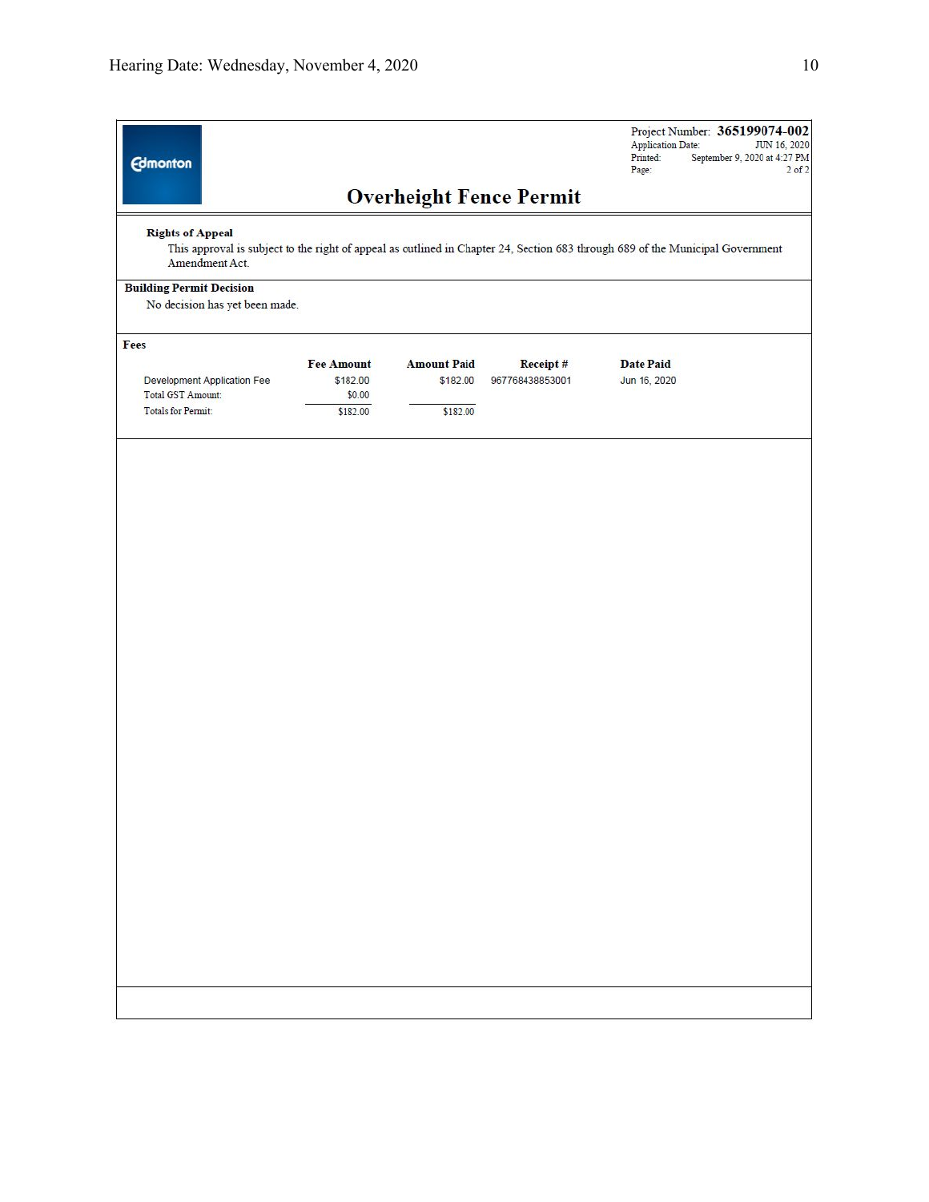Project Number: **365199074-002**
Application Date: JUN 16, 2020
Printed: September 9, 2020 at 4:27 PM

# Overheight Fence Permit

**Rights of Appeal**

This approval is subject to the right of appeal as outlined in Chapter 24, Section 683 through 689 of the Municipal Government Amendment Act.

**Building Permit Decision**

No decision has yet been made.

**Fees**

| | Fee Amount | Amount Paid | Receipt # | Date Paid |
|---|---|---|---|---|
| Development Application Fee | $182.00 | $182.00 | 967768438853001 | Jun 16, 2020 |
| Total GST Amount: | $0.00 | | | |
| Totals for Permit: | $182.00 | $182.00 | | |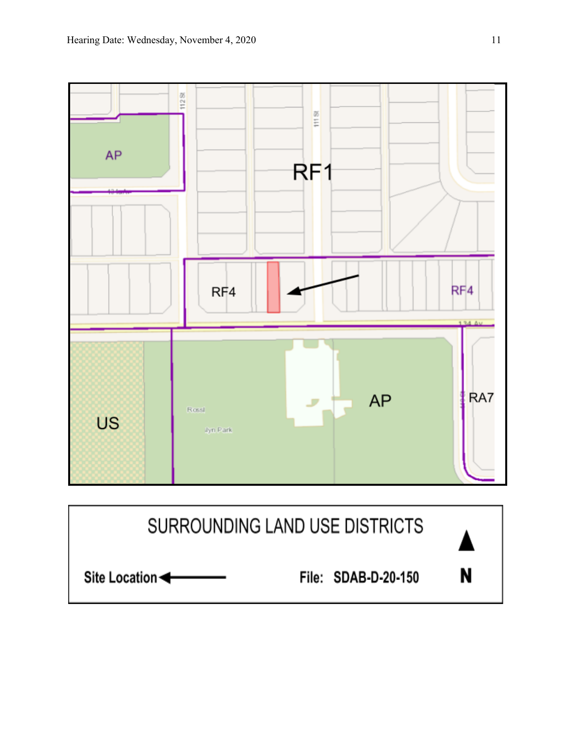AP

112 St

111 St

RF1

RF4

RF4

134 Av

US

Rossl

lyn Park

AP

RA7

SURROUNDING LAND USE DISTRICTS

Site Location

File: SDAB-D-20-150

N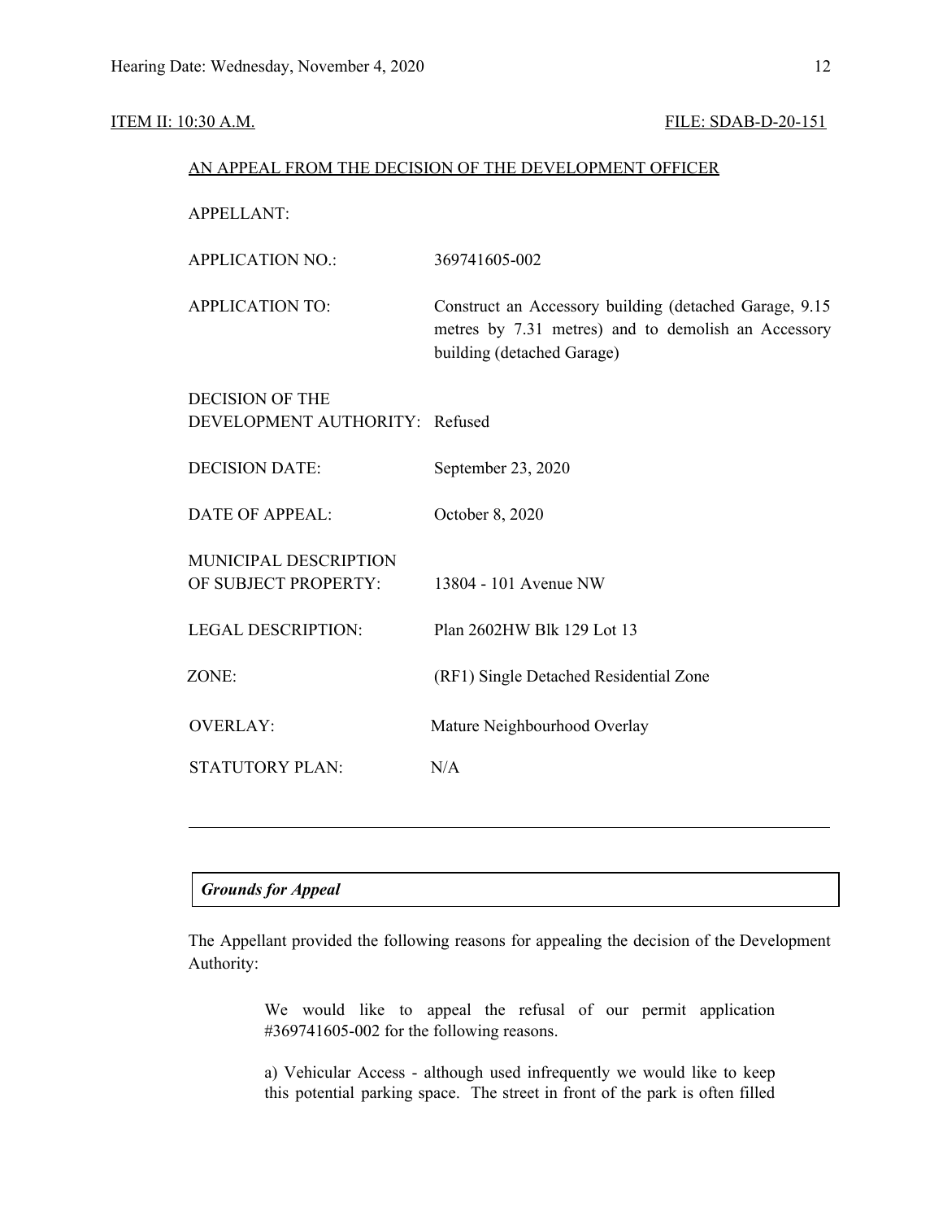ITEM II: 10:30 A.M. FILE: SDAB-D-20-151

AN APPEAL FROM THE DECISION OF THE DEVELOPMENT OFFICER

| | |
|---|---|
| APPELLANT: | |
| APPLICATION NO.: | 369741605-002 |
| APPLICATION TO: | Construct an Accessory building (detached Garage, 9.15 metres by 7.31 metres) and to demolish an Accessory building (detached Garage) |
| DECISION OF THE DEVELOPMENT AUTHORITY: | Refused |
| DECISION DATE: | September 23, 2020 |
| DATE OF APPEAL: | October 8, 2020 |
| MUNICIPAL DESCRIPTION OF SUBJECT PROPERTY: | 13804 - 101 Avenue NW |
| LEGAL DESCRIPTION: | Plan 2602HW Blk 129 Lot 13 |
| ZONE: | (RF1) Single Detached Residential Zone |
| OVERLAY: | Mature Neighbourhood Overlay |
| STATUTORY PLAN: | N/A |

---

***Grounds for Appeal***

The Appellant provided the following reasons for appealing the decision of the Development Authority:

> We would like to appeal the refusal of our permit application #369741605-002 for the following reasons.
>
> a) Vehicular Access - although used infrequently we would like to keep this potential parking space. The street in front of the park is often filled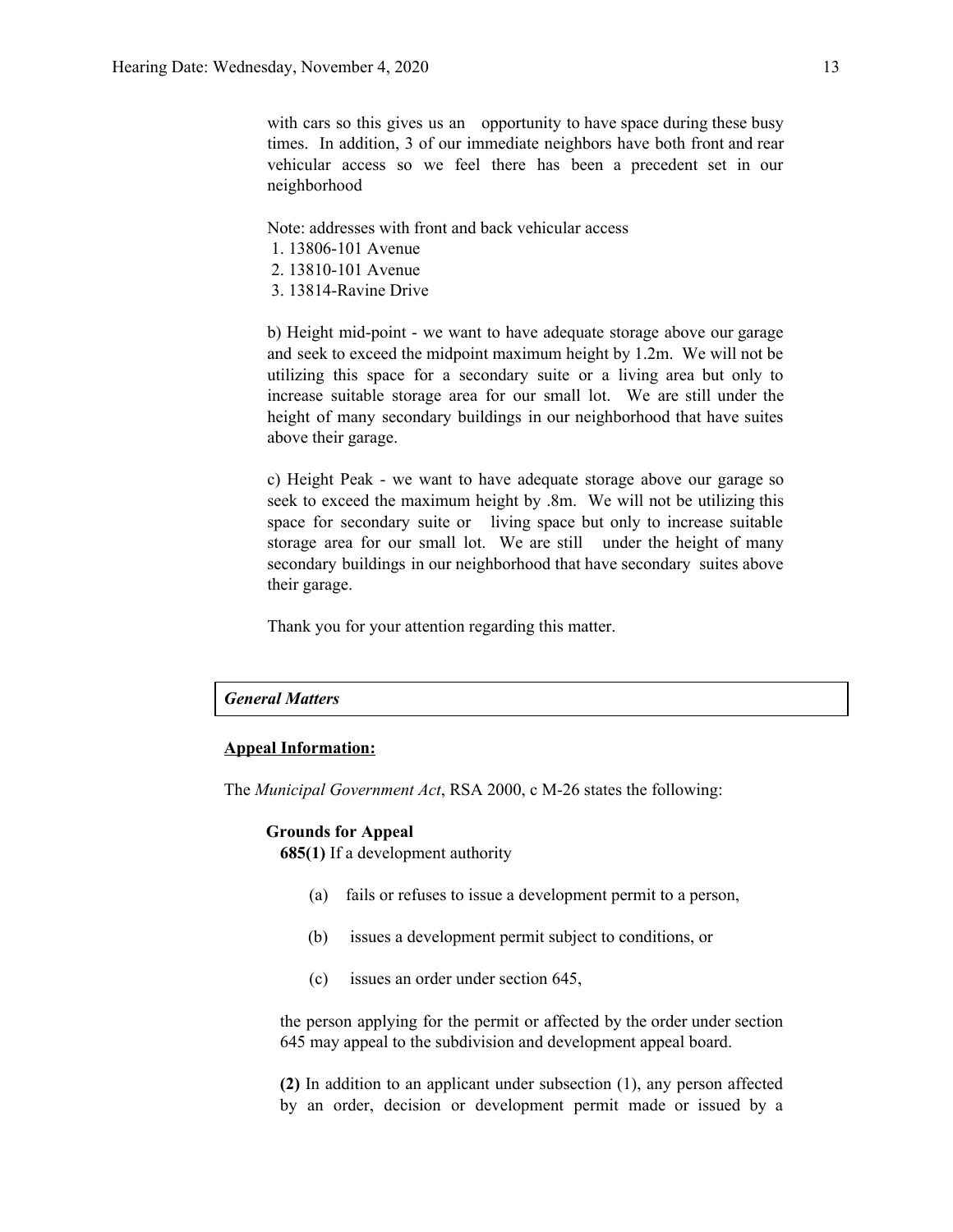with cars so this gives us an opportunity to have space during these busy times. In addition, 3 of our immediate neighbors have both front and rear vehicular access so we feel there has been a precedent set in our neighborhood

Note: addresses with front and back vehicular access

1. 13806-101 Avenue
2. 13810-101 Avenue
3. 13814-Ravine Drive

b) Height mid-point - we want to have adequate storage above our garage and seek to exceed the midpoint maximum height by 1.2m. We will not be utilizing this space for a secondary suite or a living area but only to increase suitable storage area for our small lot. We are still under the height of many secondary buildings in our neighborhood that have suites above their garage.

c) Height Peak - we want to have adequate storage above our garage so seek to exceed the maximum height by .8m. We will not be utilizing this space for secondary suite or living space but only to increase suitable storage area for our small lot. We are still under the height of many secondary buildings in our neighborhood that have secondary suites above their garage.

Thank you for your attention regarding this matter.

***General Matters***

**Appeal Information:**

The *Municipal Government Act*, RSA 2000, c M-26 states the following:

**Grounds for Appeal**

**685(1)** If a development authority

(a) fails or refuses to issue a development permit to a person,

(b) issues a development permit subject to conditions, or

(c) issues an order under section 645,

the person applying for the permit or affected by the order under section 645 may appeal to the subdivision and development appeal board.

**(2)** In addition to an applicant under subsection (1), any person affected by an order, decision or development permit made or issued by a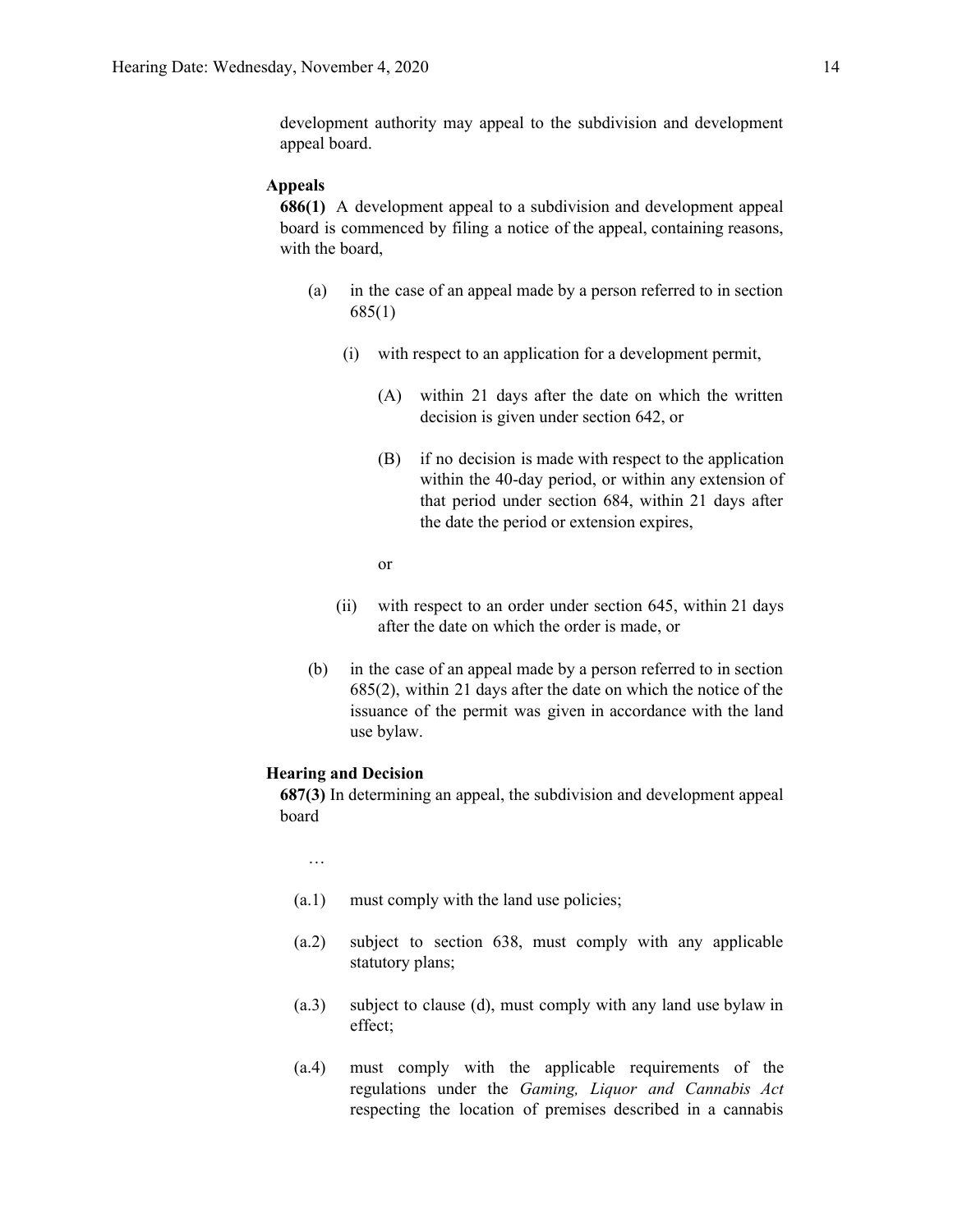development authority may appeal to the subdivision and development appeal board.

**Appeals**

**686(1)** A development appeal to a subdivision and development appeal board is commenced by filing a notice of the appeal, containing reasons, with the board,

(a) in the case of an appeal made by a person referred to in section 685(1)

(i) with respect to an application for a development permit,

(A) within 21 days after the date on which the written decision is given under section 642, or

(B) if no decision is made with respect to the application within the 40-day period, or within any extension of that period under section 684, within 21 days after the date the period or extension expires,

or

(ii) with respect to an order under section 645, within 21 days after the date on which the order is made, or

(b) in the case of an appeal made by a person referred to in section 685(2), within 21 days after the date on which the notice of the issuance of the permit was given in accordance with the land use bylaw.

**Hearing and Decision**

**687(3)** In determining an appeal, the subdivision and development appeal board

…

(a.1) must comply with the land use policies;

(a.2) subject to section 638, must comply with any applicable statutory plans;

(a.3) subject to clause (d), must comply with any land use bylaw in effect;

(a.4) must comply with the applicable requirements of the regulations under the *Gaming, Liquor and Cannabis Act* respecting the location of premises described in a cannabis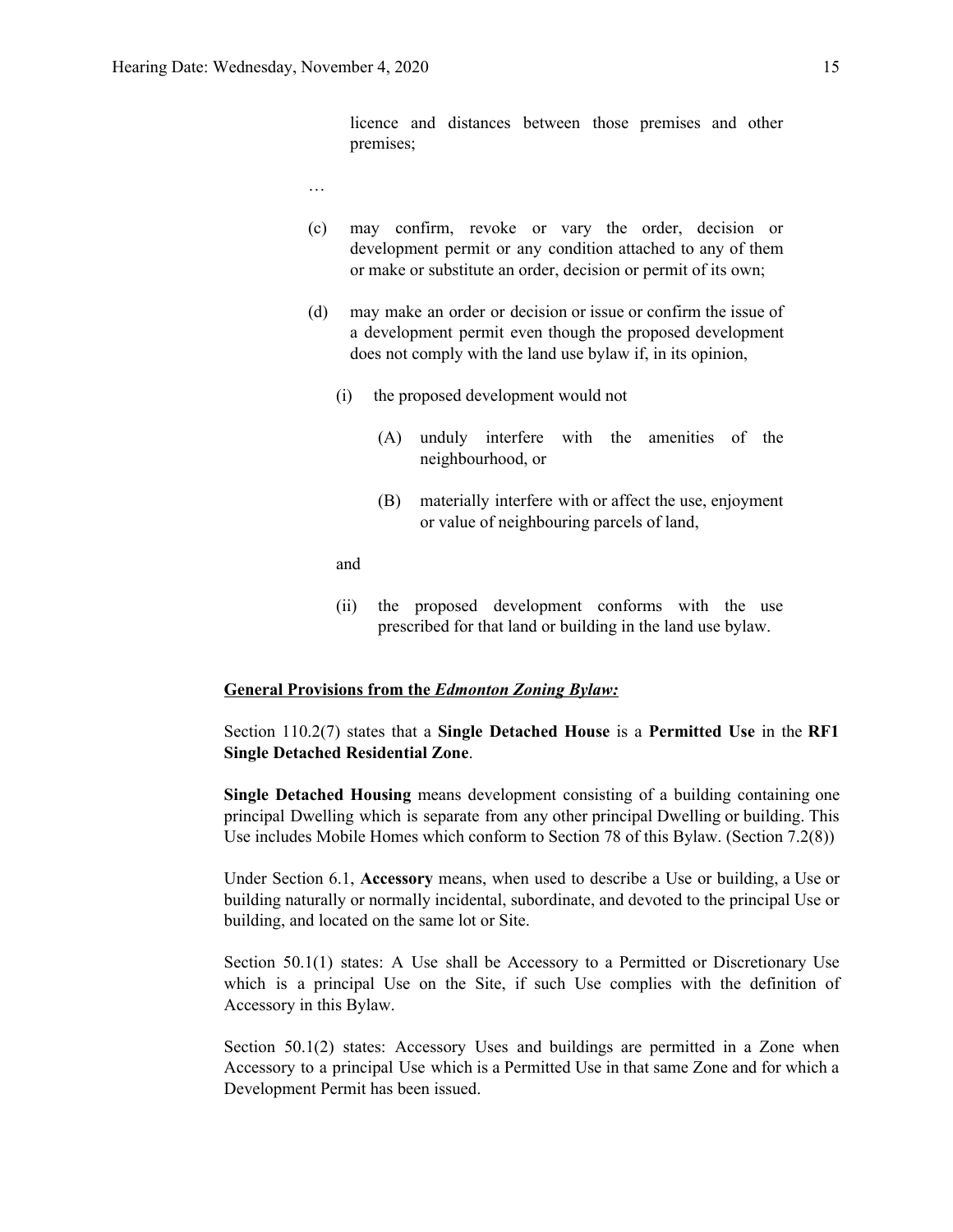licence and distances between those premises and other premises;

…

(c) may confirm, revoke or vary the order, decision or development permit or any condition attached to any of them or make or substitute an order, decision or permit of its own;

(d) may make an order or decision or issue or confirm the issue of a development permit even though the proposed development does not comply with the land use bylaw if, in its opinion,

(i) the proposed development would not

(A) unduly interfere with the amenities of the neighbourhood, or

(B) materially interfere with or affect the use, enjoyment or value of neighbouring parcels of land,

and

(ii) the proposed development conforms with the use prescribed for that land or building in the land use bylaw.

**General Provisions from the *Edmonton Zoning Bylaw:***

Section 110.2(7) states that a **Single Detached House** is a **Permitted Use** in the **RF1 Single Detached Residential Zone**.

**Single Detached Housing** means development consisting of a building containing one principal Dwelling which is separate from any other principal Dwelling or building. This Use includes Mobile Homes which conform to Section 78 of this Bylaw. (Section 7.2(8))

Under Section 6.1, **Accessory** means, when used to describe a Use or building, a Use or building naturally or normally incidental, subordinate, and devoted to the principal Use or building, and located on the same lot or Site.

Section 50.1(1) states: A Use shall be Accessory to a Permitted or Discretionary Use which is a principal Use on the Site, if such Use complies with the definition of Accessory in this Bylaw.

Section 50.1(2) states: Accessory Uses and buildings are permitted in a Zone when Accessory to a principal Use which is a Permitted Use in that same Zone and for which a Development Permit has been issued.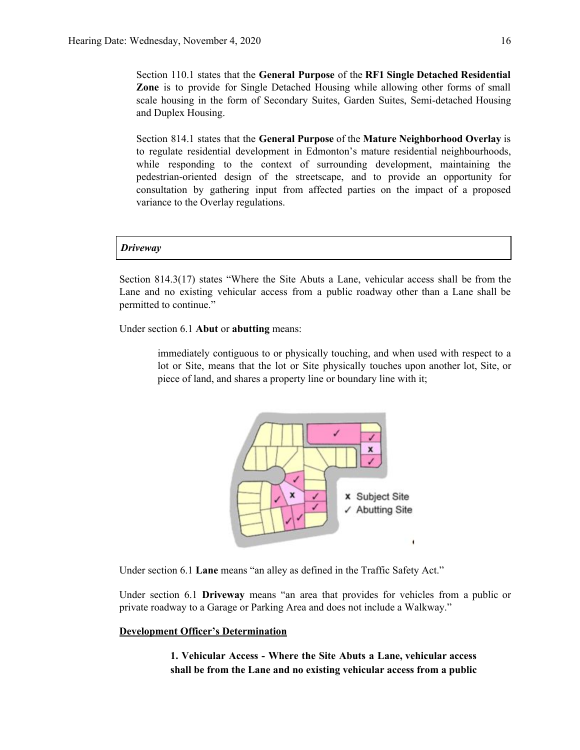Section 110.1 states that the **General Purpose** of the **RF1 Single Detached Residential Zone** is to provide for Single Detached Housing while allowing other forms of small scale housing in the form of Secondary Suites, Garden Suites, Semi-detached Housing and Duplex Housing.

Section 814.1 states that the **General Purpose** of the **Mature Neighborhood Overlay** is to regulate residential development in Edmonton's mature residential neighbourhoods, while responding to the context of surrounding development, maintaining the pedestrian-oriented design of the streetscape, and to provide an opportunity for consultation by gathering input from affected parties on the impact of a proposed variance to the Overlay regulations.

***Driveway***

Section 814.3(17) states "Where the Site Abuts a Lane, vehicular access shall be from the Lane and no existing vehicular access from a public roadway other than a Lane shall be permitted to continue."

Under section 6.1 **Abut** or **abutting** means:

> immediately contiguous to or physically touching, and when used with respect to a lot or Site, means that the lot or Site physically touches upon another lot, Site, or piece of land, and shares a property line or boundary line with it;

x Subject Site
✓ Abutting Site

Under section 6.1 **Lane** means "an alley as defined in the Traffic Safety Act."

Under section 6.1 **Driveway** means "an area that provides for vehicles from a public or private roadway to a Garage or Parking Area and does not include a Walkway."

**<u>Development Officer's Determination</u>**

> **1. Vehicular Access - Where the Site Abuts a Lane, vehicular access shall be from the Lane and no existing vehicular access from a public**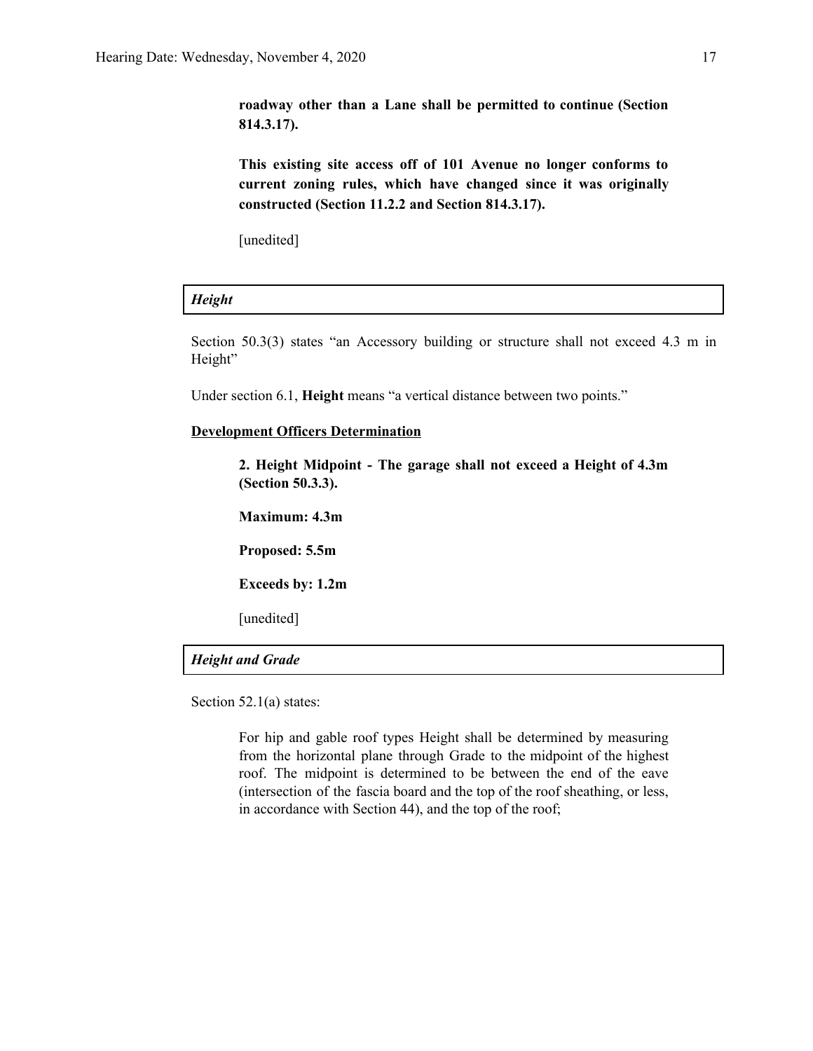**roadway other than a Lane shall be permitted to continue (Section 814.3.17).**

**This existing site access off of 101 Avenue no longer conforms to current zoning rules, which have changed since it was originally constructed (Section 11.2.2 and Section 814.3.17).**

[unedited]

### *Height*

Section 50.3(3) states "an Accessory building or structure shall not exceed 4.3 m in Height"

Under section 6.1, **Height** means "a vertical distance between two points."

**Development Officers Determination**

**2. Height Midpoint - The garage shall not exceed a Height of 4.3m (Section 50.3.3).**

**Maximum: 4.3m**

**Proposed: 5.5m**

**Exceeds by: 1.2m**

[unedited]

### *Height and Grade*

Section 52.1(a) states:

For hip and gable roof types Height shall be determined by measuring from the horizontal plane through Grade to the midpoint of the highest roof. The midpoint is determined to be between the end of the eave (intersection of the fascia board and the top of the roof sheathing, or less, in accordance with Section 44), and the top of the roof;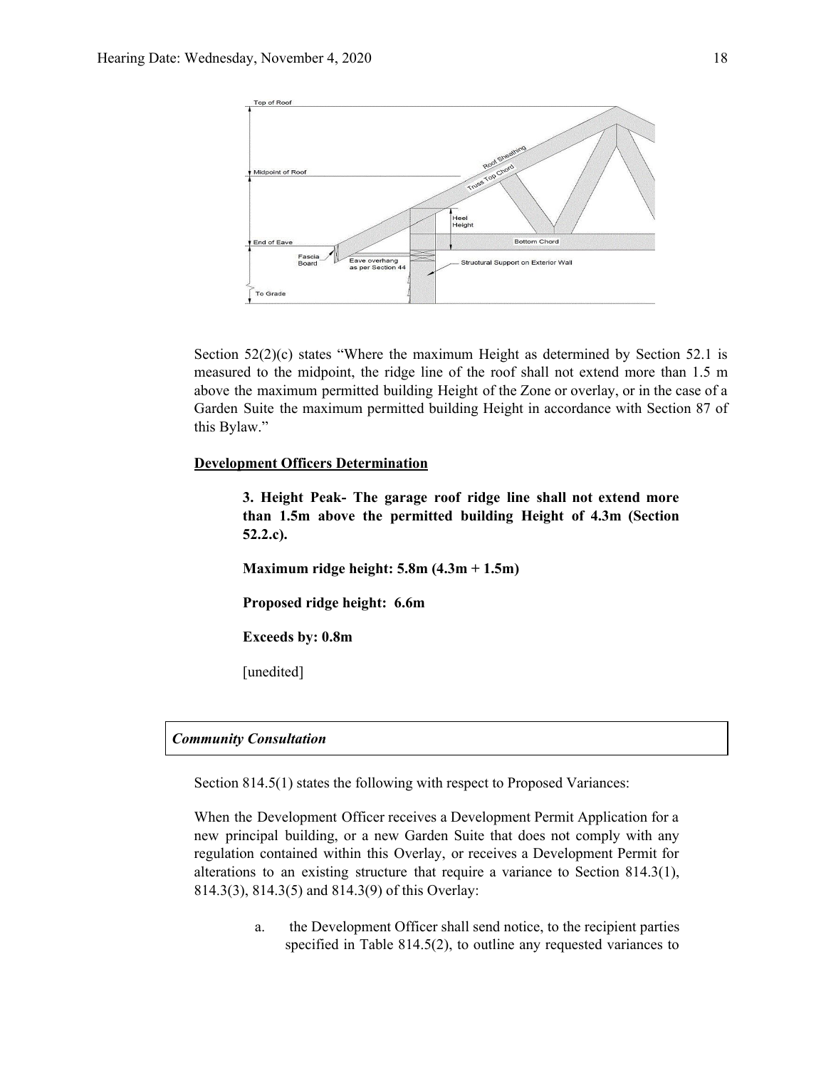Section 52(2)(c) states "Where the maximum Height as determined by Section 52.1 is measured to the midpoint, the ridge line of the roof shall not extend more than 1.5 m above the maximum permitted building Height of the Zone or overlay, or in the case of a Garden Suite the maximum permitted building Height in accordance with Section 87 of this Bylaw."

**Development Officers Determination**

**3. Height Peak- The garage roof ridge line shall not extend more than 1.5m above the permitted building Height of 4.3m (Section 52.2.c).**

**Maximum ridge height: 5.8m (4.3m + 1.5m)**

**Proposed ridge height: 6.6m**

**Exceeds by: 0.8m**

[unedited]

***Community Consultation***

Section 814.5(1) states the following with respect to Proposed Variances:

When the Development Officer receives a Development Permit Application for a new principal building, or a new Garden Suite that does not comply with any regulation contained within this Overlay, or receives a Development Permit for alterations to an existing structure that require a variance to Section 814.3(1), 814.3(3), 814.3(5) and 814.3(9) of this Overlay:

a. the Development Officer shall send notice, to the recipient parties specified in Table 814.5(2), to outline any requested variances to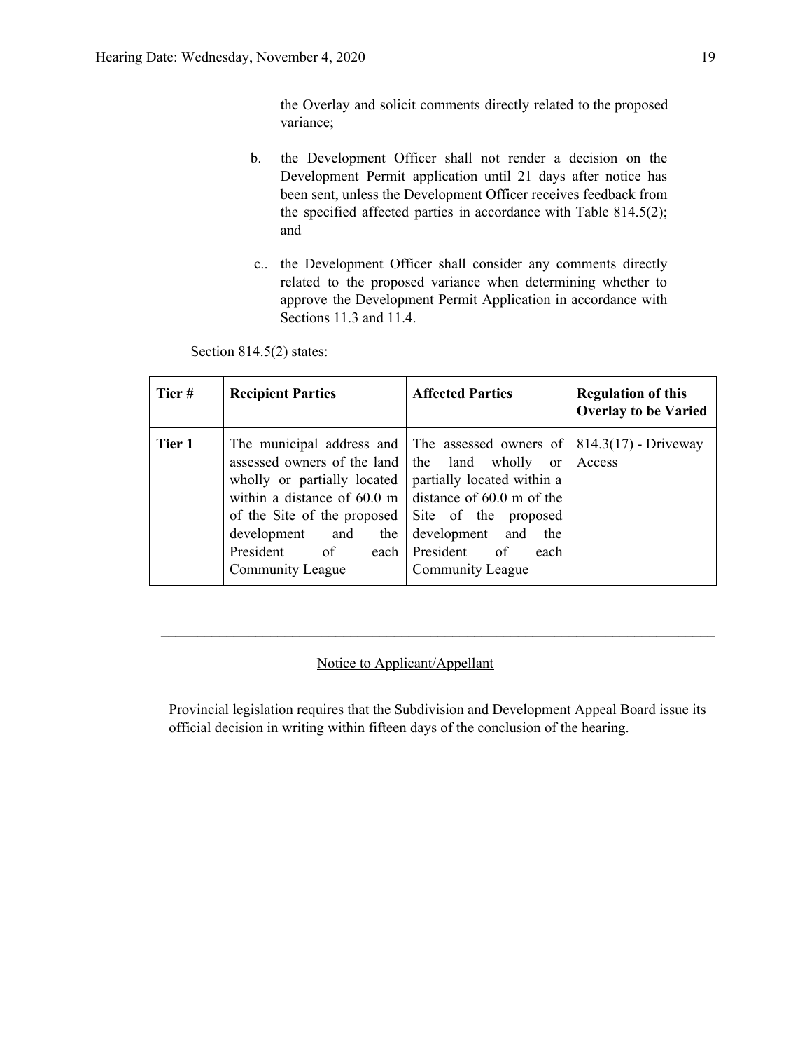the Overlay and solicit comments directly related to the proposed variance;

b. the Development Officer shall not render a decision on the Development Permit application until 21 days after notice has been sent, unless the Development Officer receives feedback from the specified affected parties in accordance with Table 814.5(2); and

c.. the Development Officer shall consider any comments directly related to the proposed variance when determining whether to approve the Development Permit Application in accordance with Sections 11.3 and 11.4.

Section 814.5(2) states:

| Tier # | Recipient Parties | Affected Parties | Regulation of this Overlay to be Varied |
|---|---|---|---|
| **Tier 1** | The municipal address and assessed owners of the land wholly or partially located within a distance of 60.0 m of the Site of the proposed development and the President of each Community League | The assessed owners of the land wholly or partially located within a distance of 60.0 m of the Site of the proposed development and the President of each Community League | 814.3(17) - Driveway Access |

---

Notice to Applicant/Appellant

Provincial legislation requires that the Subdivision and Development Appeal Board issue its official decision in writing within fifteen days of the conclusion of the hearing.

---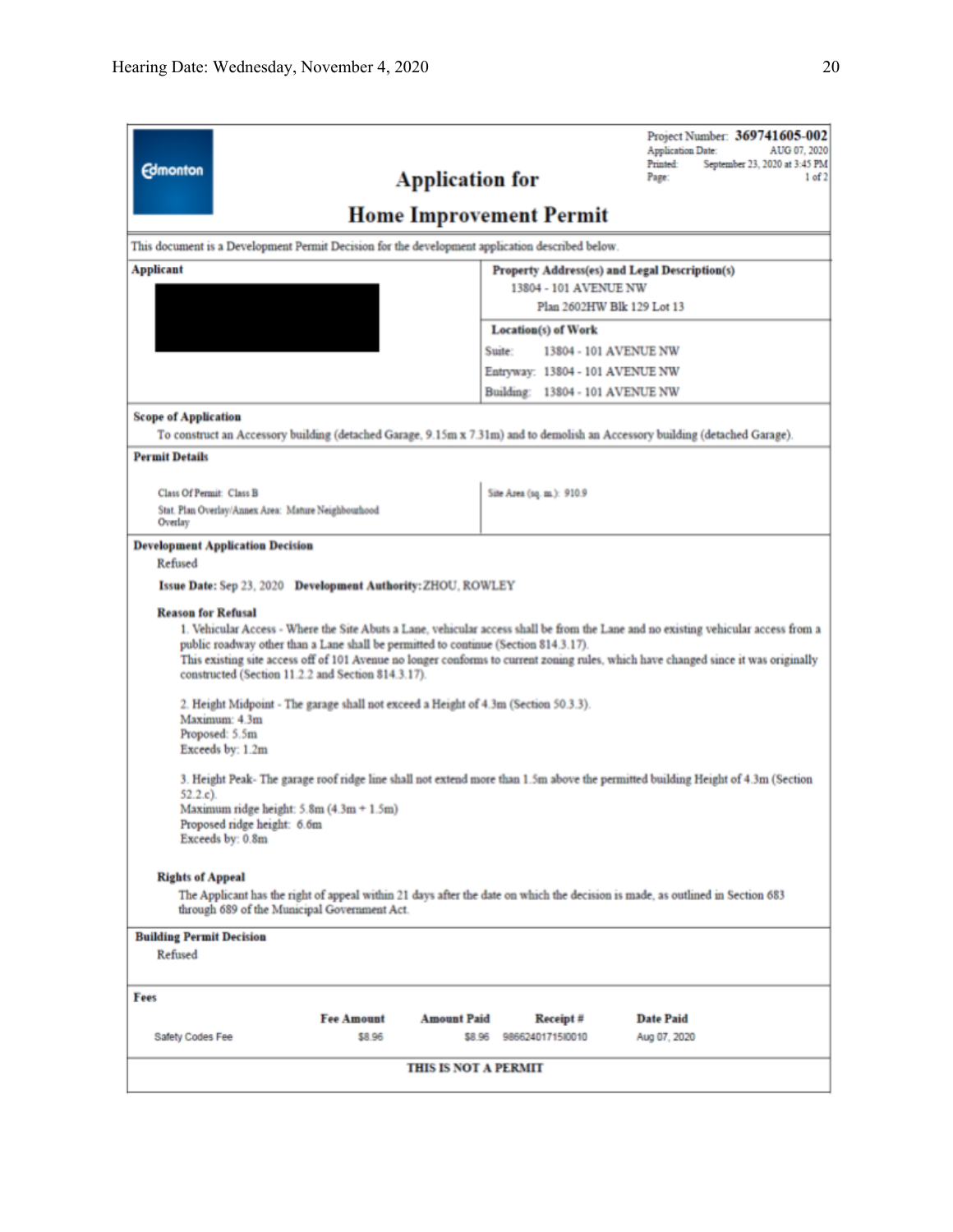Project Number: **369741605-002**
Application Date: AUG 07, 2020
Printed: September 23, 2020 at 3:45 PM
Page: 1 of 2

Edmonton

# Application for

# Home Improvement Permit

This document is a Development Permit Decision for the development application described below.

**Applicant**

**Property Address(es) and Legal Description(s)**
13804 - 101 AVENUE NW
Plan 2602HW Blk 129 Lot 13

**Location(s) of Work**
Suite: 13804 - 101 AVENUE NW
Entryway: 13804 - 101 AVENUE NW
Building: 13804 - 101 AVENUE NW

**Scope of Application**
To construct an Accessory building (detached Garage, 9.15m x 7.31m) and to demolish an Accessory building (detached Garage).

**Permit Details**

Class Of Permit: Class B
Stat. Plan Overlay/Annex Area: Mature Neighbourhood Overlay

Site Area (sq. m.): 910.9

**Development Application Decision**
Refused

**Issue Date:** Sep 23, 2020 **Development Authority:** ZHOU, ROWLEY

**Reason for Refusal**

1. Vehicular Access - Where the Site Abuts a Lane, vehicular access shall be from the Lane and no existing vehicular access from a public roadway other than a Lane shall be permitted to continue (Section 814.3.17).
This existing site access off of 101 Avenue no longer conforms to current zoning rules, which have changed since it was originally constructed (Section 11.2.2 and Section 814.3.17).

2. Height Midpoint - The garage shall not exceed a Height of 4.3m (Section 50.3.3).
Maximum: 4.3m
Proposed: 5.5m
Exceeds by: 1.2m

3. Height Peak- The garage roof ridge line shall not extend more than 1.5m above the permitted building Height of 4.3m (Section 52.2.c).
Maximum ridge height: 5.8m (4.3m + 1.5m)
Proposed ridge height: 6.6m
Exceeds by: 0.8m

**Rights of Appeal**
The Applicant has the right of appeal within 21 days after the date on which the decision is made, as outlined in Section 683 through 689 of the Municipal Government Act.

**Building Permit Decision**
Refused

**Fees**

| | Fee Amount | Amount Paid | Receipt # | Date Paid |
|---|---|---|---|---|
| Safety Codes Fee | $8.96 | $8.96 | 986624017151I0010 | Aug 07, 2020 |

**THIS IS NOT A PERMIT**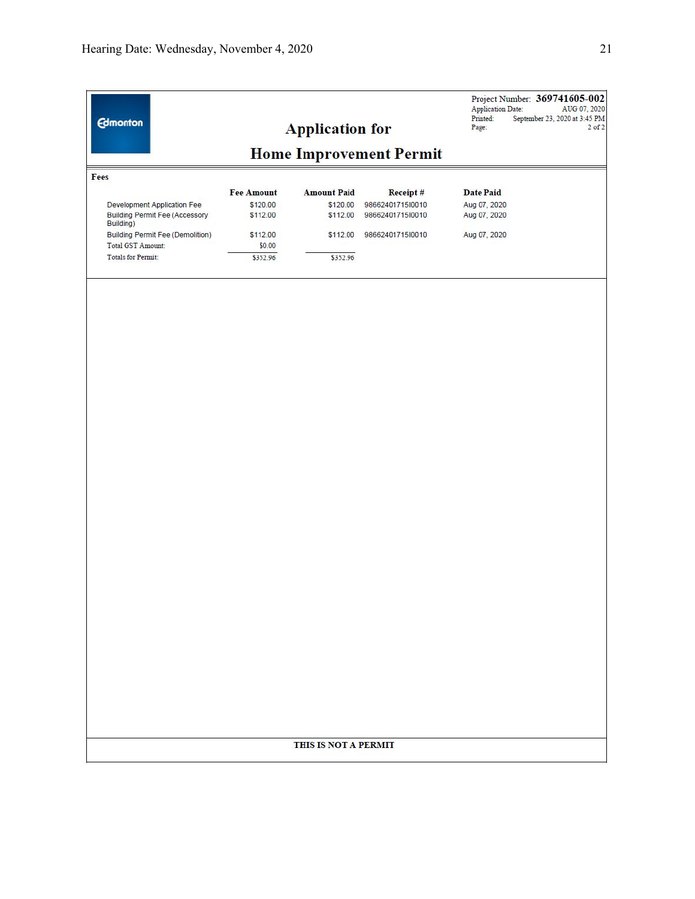Edmonton

# Application for

# Home Improvement Permit

Project Number: **369741605-002**
Application Date: AUG 07, 2020
Printed: September 23, 2020 at 3:45 PM

**Fees**

| | Fee Amount | Amount Paid | Receipt # | Date Paid |
|---|---|---|---|---|
| Development Application Fee | $120.00 | $120.00 | 98662401715I0010 | Aug 07, 2020 |
| Building Permit Fee (Accessory Building) | $112.00 | $112.00 | 98662401715I0010 | Aug 07, 2020 |
| Building Permit Fee (Demolition) | $112.00 | $112.00 | 98662401715I0010 | Aug 07, 2020 |
| Total GST Amount: | $0.00 | | | |
| Totals for Permit: | $352.96 | $352.96 | | |

**THIS IS NOT A PERMIT**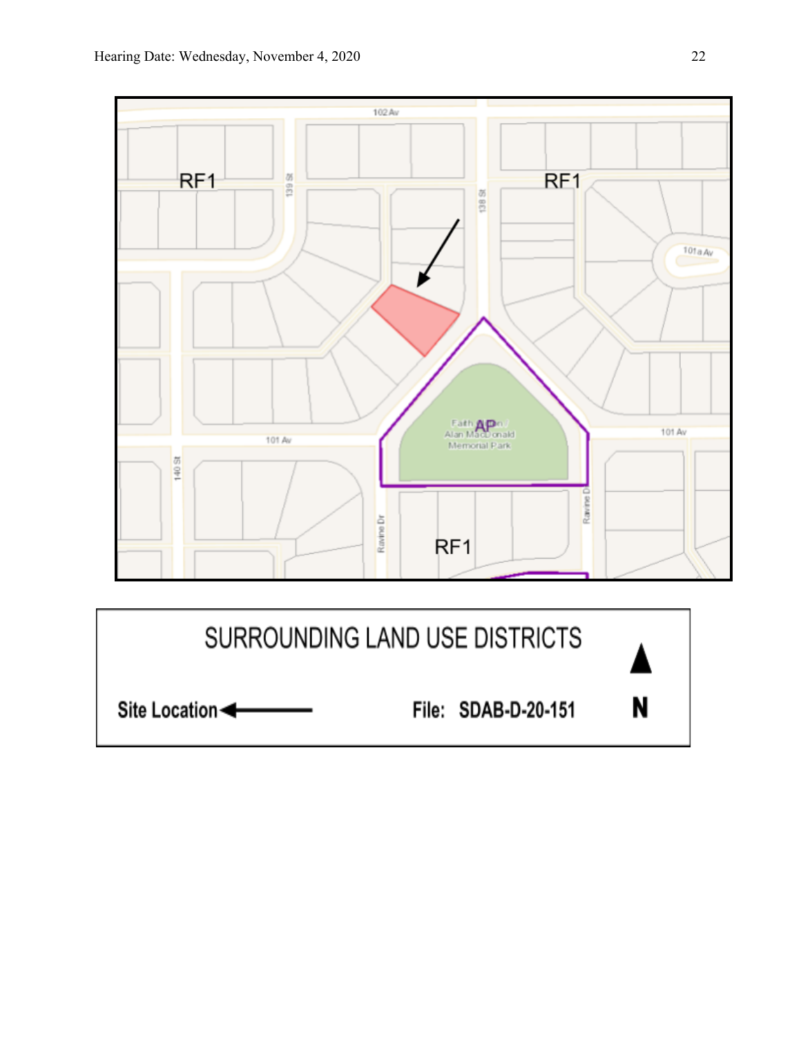SURROUNDING LAND USE DISTRICTS

Site Location ←

File: SDAB-D-20-151

N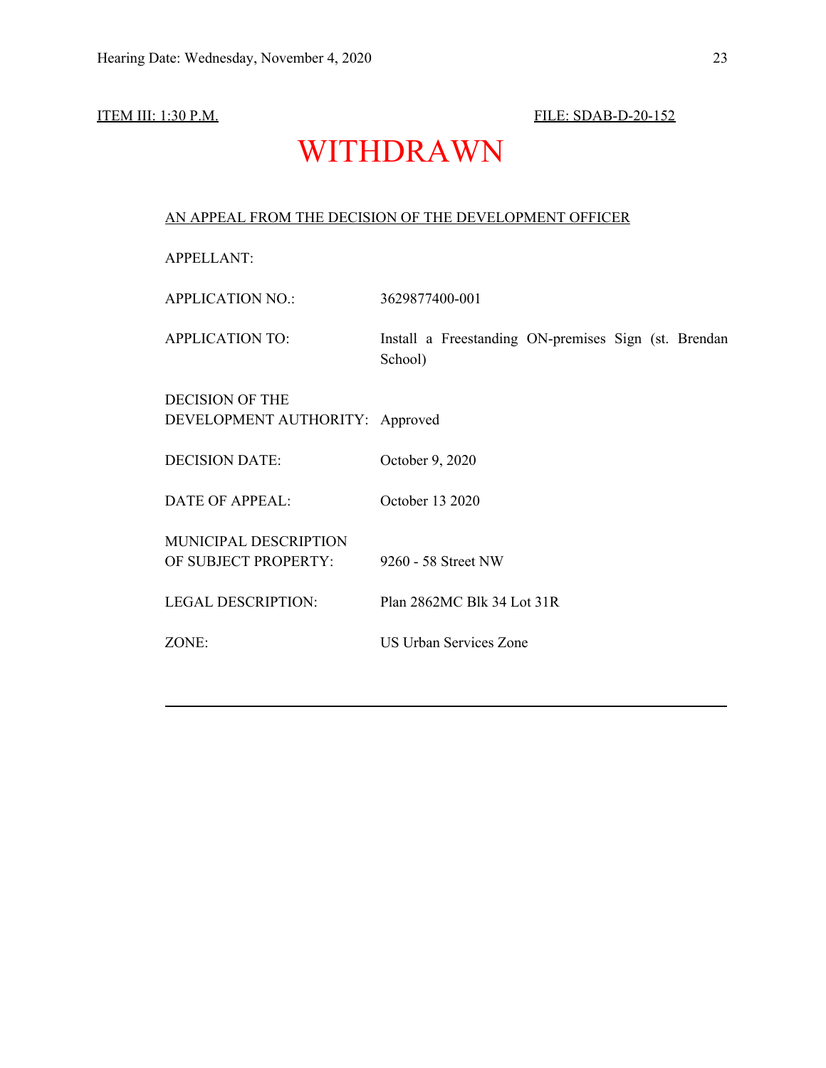ITEM III: 1:30 P.M. FILE: SDAB-D-20-152

# WITHDRAWN

AN APPEAL FROM THE DECISION OF THE DEVELOPMENT OFFICER

| | |
|---|---|
| APPELLANT: | |
| APPLICATION NO.: | 3629877400-001 |
| APPLICATION TO: | Install a Freestanding ON-premises Sign (st. Brendan School) |
| DECISION OF THE DEVELOPMENT AUTHORITY: | Approved |
| DECISION DATE: | October 9, 2020 |
| DATE OF APPEAL: | October 13 2020 |
| MUNICIPAL DESCRIPTION OF SUBJECT PROPERTY: | 9260 - 58 Street NW |
| LEGAL DESCRIPTION: | Plan 2862MC Blk 34 Lot 31R |
| ZONE: | US Urban Services Zone |

---